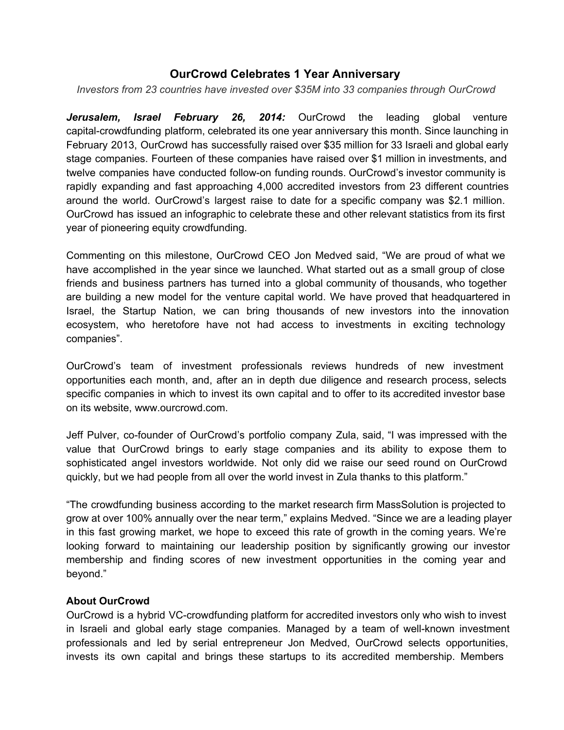# OurCrowd Celebrates 1 Year Anniversary

*Investors from 23 countries have invested over $35M into 33 companies through OurCrowd*

***Jerusalem, Israel February 26, 2014:*** OurCrowd the leading global venture capital-crowdfunding platform, celebrated its one year anniversary this month. Since launching in February 2013, OurCrowd has successfully raised over $35 million for 33 Israeli and global early stage companies. Fourteen of these companies have raised over $1 million in investments, and twelve companies have conducted follow-on funding rounds. OurCrowd's investor community is rapidly expanding and fast approaching 4,000 accredited investors from 23 different countries around the world. OurCrowd's largest raise to date for a specific company was $2.1 million. OurCrowd has issued an infographic to celebrate these and other relevant statistics from its first year of pioneering equity crowdfunding.

Commenting on this milestone, OurCrowd CEO Jon Medved said, "We are proud of what we have accomplished in the year since we launched. What started out as a small group of close friends and business partners has turned into a global community of thousands, who together are building a new model for the venture capital world. We have proved that headquartered in Israel, the Startup Nation, we can bring thousands of new investors into the innovation ecosystem, who heretofore have not had access to investments in exciting technology companies".

OurCrowd's team of investment professionals reviews hundreds of new investment opportunities each month, and, after an in depth due diligence and research process, selects specific companies in which to invest its own capital and to offer to its accredited investor base on its website, www.ourcrowd.com.

Jeff Pulver, co-founder of OurCrowd's portfolio company Zula, said, "I was impressed with the value that OurCrowd brings to early stage companies and its ability to expose them to sophisticated angel investors worldwide. Not only did we raise our seed round on OurCrowd quickly, but we had people from all over the world invest in Zula thanks to this platform."

"The crowdfunding business according to the market research firm MassSolution is projected to grow at over 100% annually over the near term," explains Medved. "Since we are a leading player in this fast growing market, we hope to exceed this rate of growth in the coming years. We're looking forward to maintaining our leadership position by significantly growing our investor membership and finding scores of new investment opportunities in the coming year and beyond."

**About OurCrowd**

OurCrowd is a hybrid VC-crowdfunding platform for accredited investors only who wish to invest in Israeli and global early stage companies. Managed by a team of well-known investment professionals and led by serial entrepreneur Jon Medved, OurCrowd selects opportunities, invests its own capital and brings these startups to its accredited membership. Members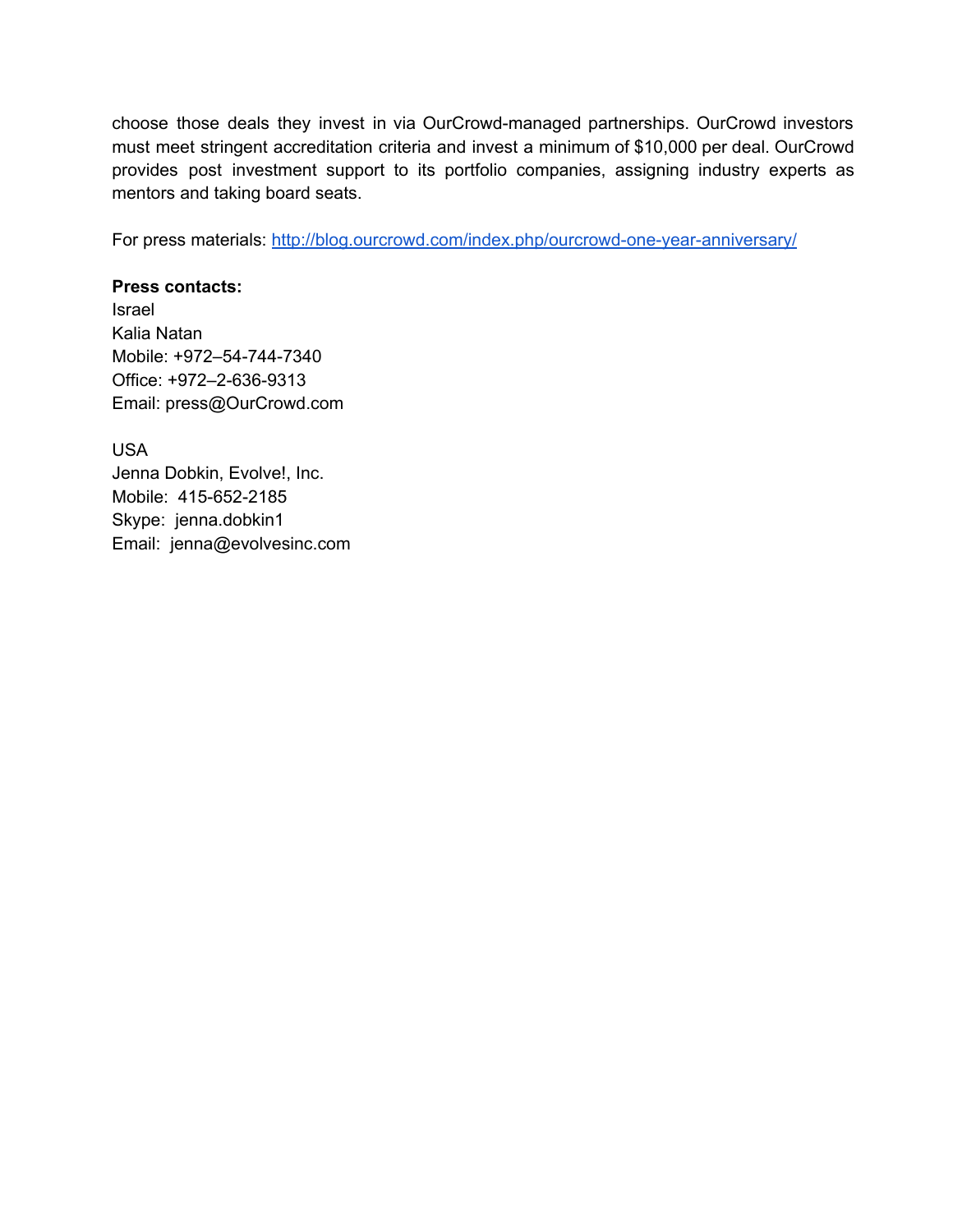choose those deals they invest in via OurCrowd-managed partnerships. OurCrowd investors must meet stringent accreditation criteria and invest a minimum of $10,000 per deal. OurCrowd provides post investment support to its portfolio companies, assigning industry experts as mentors and taking board seats.

For press materials: [http://blog.ourcrowd.com/index.php/ourcrowd-one-year-anniversary/](http://blog.ourcrowd.com/index.php/ourcrowd-one-year-anniversary/)

**Press contacts:**
Israel
Kalia Natan
Mobile: +972–54-744-7340
Office: +972–2-636-9313
Email: press@OurCrowd.com

USA
Jenna Dobkin, Evolve!, Inc.
Mobile: 415-652-2185
Skype: jenna.dobkin1
Email: jenna@evolvesinc.com